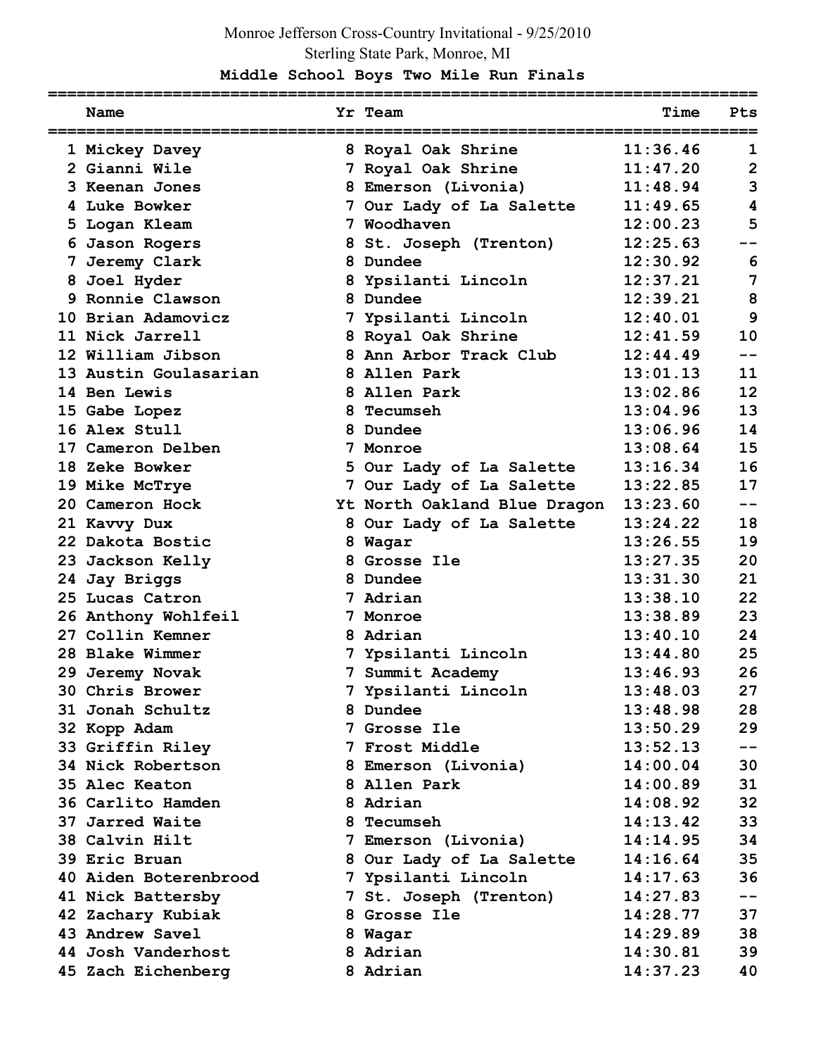Monroe Jefferson Cross-Country Invitational - 9/25/2010

Sterling State Park, Monroe, MI

## Middle School Boys Two Mile Run Finals

| | Name | Yr | Team | Time | Pts |
|---|---|---|---|---|---|
| 1 | Mickey Davey | 8 | Royal Oak Shrine | 11:36.46 | 1 |
| 2 | Gianni Wile | 7 | Royal Oak Shrine | 11:47.20 | 2 |
| 3 | Keenan Jones | 8 | Emerson (Livonia) | 11:48.94 | 3 |
| 4 | Luke Bowker | 7 | Our Lady of La Salette | 11:49.65 | 4 |
| 5 | Logan Kleam | 7 | Woodhaven | 12:00.23 | 5 |
| 6 | Jason Rogers | 8 | St. Joseph (Trenton) | 12:25.63 | -- |
| 7 | Jeremy Clark | 8 | Dundee | 12:30.92 | 6 |
| 8 | Joel Hyder | 8 | Ypsilanti Lincoln | 12:37.21 | 7 |
| 9 | Ronnie Clawson | 8 | Dundee | 12:39.21 | 8 |
| 10 | Brian Adamovicz | 7 | Ypsilanti Lincoln | 12:40.01 | 9 |
| 11 | Nick Jarrell | 8 | Royal Oak Shrine | 12:41.59 | 10 |
| 12 | William Jibson | 8 | Ann Arbor Track Club | 12:44.49 | -- |
| 13 | Austin Goulasarian | 8 | Allen Park | 13:01.13 | 11 |
| 14 | Ben Lewis | 8 | Allen Park | 13:02.86 | 12 |
| 15 | Gabe Lopez | 8 | Tecumseh | 13:04.96 | 13 |
| 16 | Alex Stull | 8 | Dundee | 13:06.96 | 14 |
| 17 | Cameron Delben | 7 | Monroe | 13:08.64 | 15 |
| 18 | Zeke Bowker | 5 | Our Lady of La Salette | 13:16.34 | 16 |
| 19 | Mike McTrye | 7 | Our Lady of La Salette | 13:22.85 | 17 |
| 20 | Cameron Hock | Yt | North Oakland Blue Dragon | 13:23.60 | -- |
| 21 | Kavvy Dux | 8 | Our Lady of La Salette | 13:24.22 | 18 |
| 22 | Dakota Bostic | 8 | Wagar | 13:26.55 | 19 |
| 23 | Jackson Kelly | 8 | Grosse Ile | 13:27.35 | 20 |
| 24 | Jay Briggs | 8 | Dundee | 13:31.30 | 21 |
| 25 | Lucas Catron | 7 | Adrian | 13:38.10 | 22 |
| 26 | Anthony Wohlfeil | 7 | Monroe | 13:38.89 | 23 |
| 27 | Collin Kemner | 8 | Adrian | 13:40.10 | 24 |
| 28 | Blake Wimmer | 7 | Ypsilanti Lincoln | 13:44.80 | 25 |
| 29 | Jeremy Novak | 7 | Summit Academy | 13:46.93 | 26 |
| 30 | Chris Brower | 7 | Ypsilanti Lincoln | 13:48.03 | 27 |
| 31 | Jonah Schultz | 8 | Dundee | 13:48.98 | 28 |
| 32 | Kopp Adam | 7 | Grosse Ile | 13:50.29 | 29 |
| 33 | Griffin Riley | 7 | Frost Middle | 13:52.13 | -- |
| 34 | Nick Robertson | 8 | Emerson (Livonia) | 14:00.04 | 30 |
| 35 | Alec Keaton | 8 | Allen Park | 14:00.89 | 31 |
| 36 | Carlito Hamden | 8 | Adrian | 14:08.92 | 32 |
| 37 | Jarred Waite | 8 | Tecumseh | 14:13.42 | 33 |
| 38 | Calvin Hilt | 7 | Emerson (Livonia) | 14:14.95 | 34 |
| 39 | Eric Bruan | 8 | Our Lady of La Salette | 14:16.64 | 35 |
| 40 | Aiden Boterenbrood | 7 | Ypsilanti Lincoln | 14:17.63 | 36 |
| 41 | Nick Battersby | 7 | St. Joseph (Trenton) | 14:27.83 | -- |
| 42 | Zachary Kubiak | 8 | Grosse Ile | 14:28.77 | 37 |
| 43 | Andrew Savel | 8 | Wagar | 14:29.89 | 38 |
| 44 | Josh Vanderhost | 8 | Adrian | 14:30.81 | 39 |
| 45 | Zach Eichenberg | 8 | Adrian | 14:37.23 | 40 |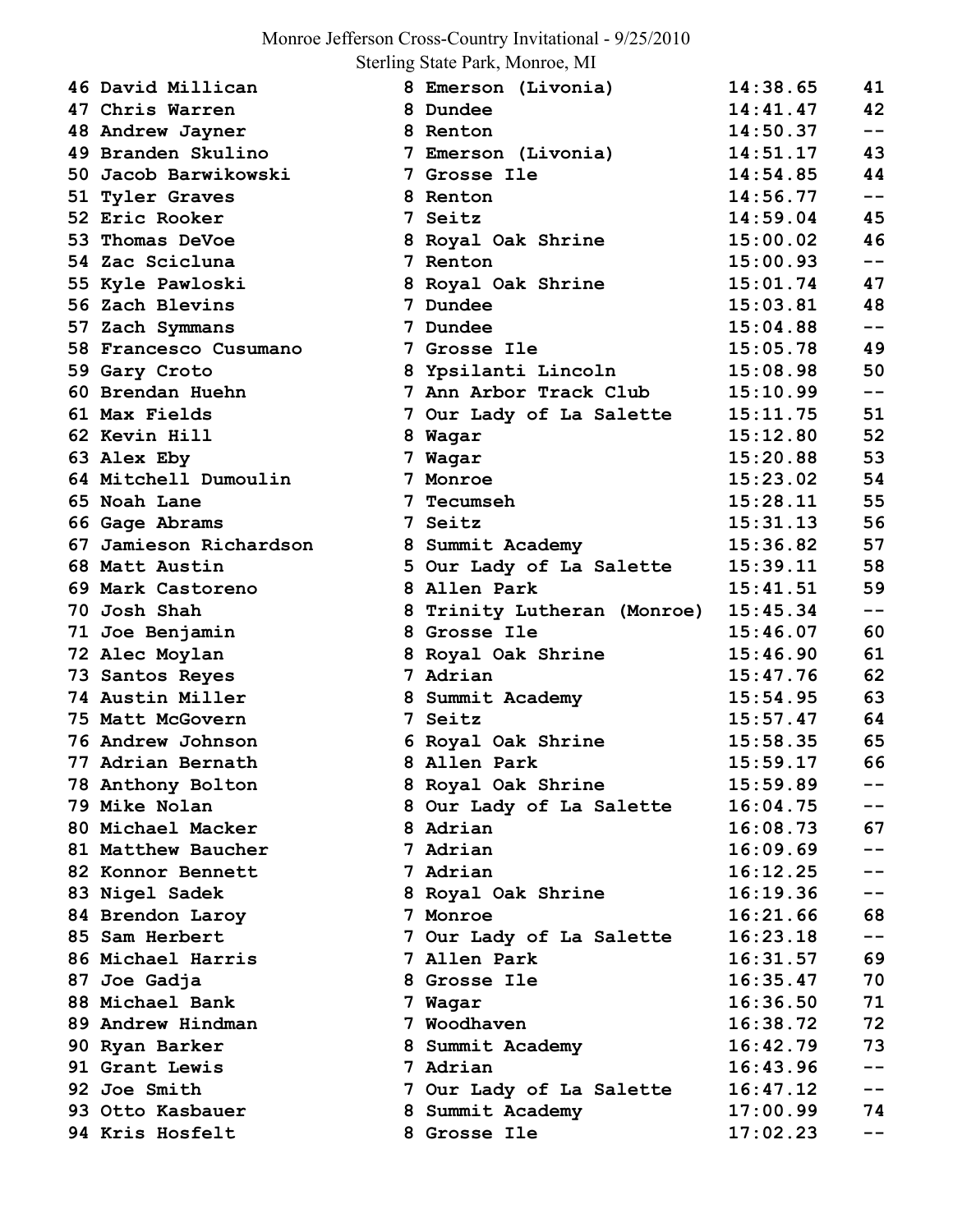Monroe Jefferson Cross-Country Invitational - 9/25/2010
Sterling State Park, Monroe, MI

| Place | Name | Grade | School | Time | Points |
|---|---|---|---|---|---|
| 46 | David Millican | 8 | Emerson (Livonia) | 14:38.65 | 41 |
| 47 | Chris Warren | 8 | Dundee | 14:41.47 | 42 |
| 48 | Andrew Jayner | 8 | Renton | 14:50.37 | -- |
| 49 | Branden Skulino | 7 | Emerson (Livonia) | 14:51.17 | 43 |
| 50 | Jacob Barwikowski | 7 | Grosse Ile | 14:54.85 | 44 |
| 51 | Tyler Graves | 8 | Renton | 14:56.77 | -- |
| 52 | Eric Rooker | 7 | Seitz | 14:59.04 | 45 |
| 53 | Thomas DeVoe | 8 | Royal Oak Shrine | 15:00.02 | 46 |
| 54 | Zac Scicluna | 7 | Renton | 15:00.93 | -- |
| 55 | Kyle Pawloski | 8 | Royal Oak Shrine | 15:01.74 | 47 |
| 56 | Zach Blevins | 7 | Dundee | 15:03.81 | 48 |
| 57 | Zach Symmans | 7 | Dundee | 15:04.88 | -- |
| 58 | Francesco Cusumano | 7 | Grosse Ile | 15:05.78 | 49 |
| 59 | Gary Croto | 8 | Ypsilanti Lincoln | 15:08.98 | 50 |
| 60 | Brendan Huehn | 7 | Ann Arbor Track Club | 15:10.99 | -- |
| 61 | Max Fields | 7 | Our Lady of La Salette | 15:11.75 | 51 |
| 62 | Kevin Hill | 8 | Wagar | 15:12.80 | 52 |
| 63 | Alex Eby | 7 | Wagar | 15:20.88 | 53 |
| 64 | Mitchell Dumoulin | 7 | Monroe | 15:23.02 | 54 |
| 65 | Noah Lane | 7 | Tecumseh | 15:28.11 | 55 |
| 66 | Gage Abrams | 7 | Seitz | 15:31.13 | 56 |
| 67 | Jamieson Richardson | 8 | Summit Academy | 15:36.82 | 57 |
| 68 | Matt Austin | 5 | Our Lady of La Salette | 15:39.11 | 58 |
| 69 | Mark Castoreno | 8 | Allen Park | 15:41.51 | 59 |
| 70 | Josh Shah | 8 | Trinity Lutheran (Monroe) | 15:45.34 | -- |
| 71 | Joe Benjamin | 8 | Grosse Ile | 15:46.07 | 60 |
| 72 | Alec Moylan | 8 | Royal Oak Shrine | 15:46.90 | 61 |
| 73 | Santos Reyes | 7 | Adrian | 15:47.76 | 62 |
| 74 | Austin Miller | 8 | Summit Academy | 15:54.95 | 63 |
| 75 | Matt McGovern | 7 | Seitz | 15:57.47 | 64 |
| 76 | Andrew Johnson | 6 | Royal Oak Shrine | 15:58.35 | 65 |
| 77 | Adrian Bernath | 8 | Allen Park | 15:59.17 | 66 |
| 78 | Anthony Bolton | 8 | Royal Oak Shrine | 15:59.89 | -- |
| 79 | Mike Nolan | 8 | Our Lady of La Salette | 16:04.75 | -- |
| 80 | Michael Macker | 8 | Adrian | 16:08.73 | 67 |
| 81 | Matthew Baucher | 7 | Adrian | 16:09.69 | -- |
| 82 | Konnor Bennett | 7 | Adrian | 16:12.25 | -- |
| 83 | Nigel Sadek | 8 | Royal Oak Shrine | 16:19.36 | -- |
| 84 | Brendon Laroy | 7 | Monroe | 16:21.66 | 68 |
| 85 | Sam Herbert | 7 | Our Lady of La Salette | 16:23.18 | -- |
| 86 | Michael Harris | 7 | Allen Park | 16:31.57 | 69 |
| 87 | Joe Gadja | 8 | Grosse Ile | 16:35.47 | 70 |
| 88 | Michael Bank | 7 | Wagar | 16:36.50 | 71 |
| 89 | Andrew Hindman | 7 | Woodhaven | 16:38.72 | 72 |
| 90 | Ryan Barker | 8 | Summit Academy | 16:42.79 | 73 |
| 91 | Grant Lewis | 7 | Adrian | 16:43.96 | -- |
| 92 | Joe Smith | 7 | Our Lady of La Salette | 16:47.12 | -- |
| 93 | Otto Kasbauer | 8 | Summit Academy | 17:00.99 | 74 |
| 94 | Kris Hosfelt | 8 | Grosse Ile | 17:02.23 | -- |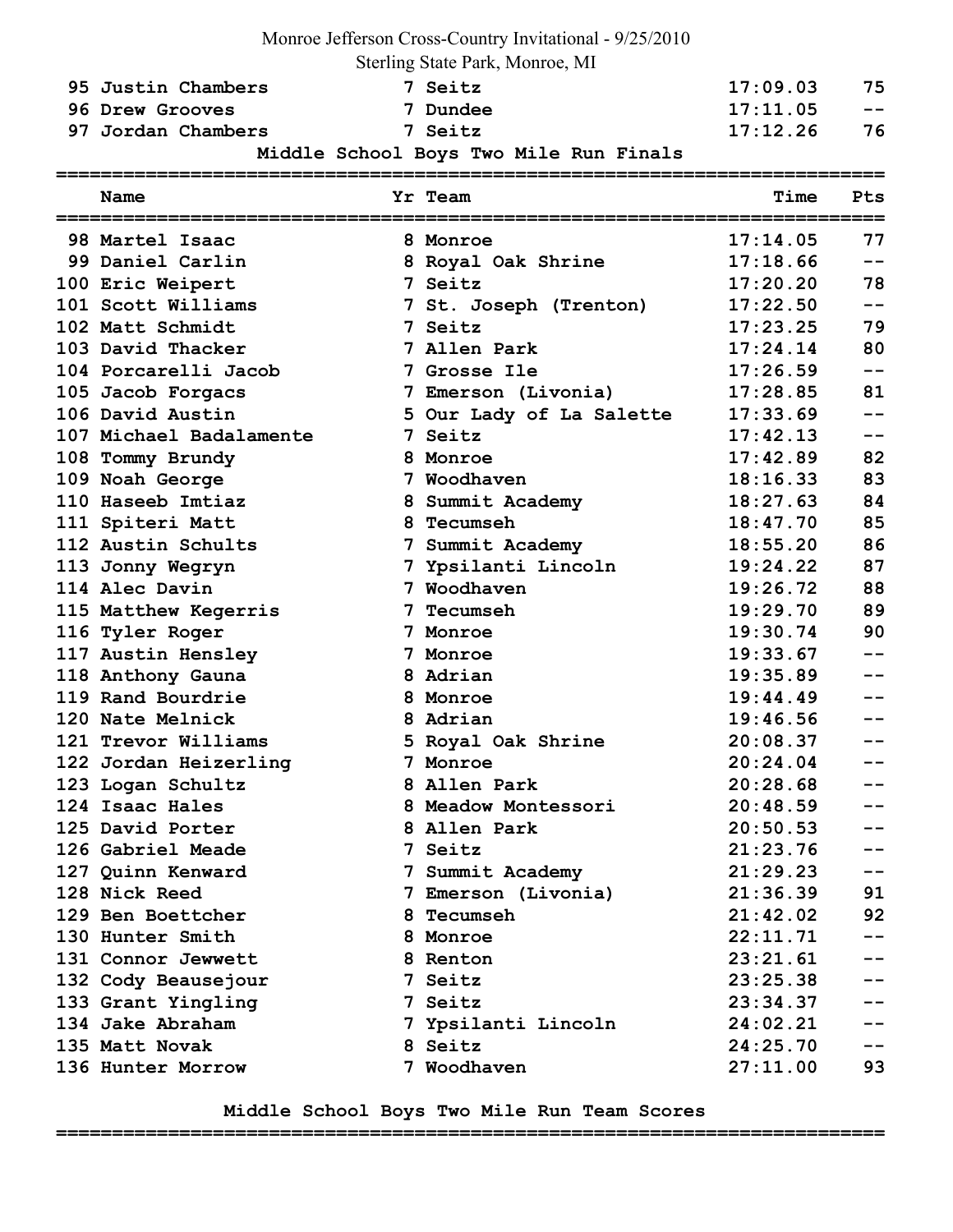Monroe Jefferson Cross-Country Invitational - 9/25/2010

Sterling State Park, Monroe, MI

| | Name | Yr | Team | Time | Pts |
|---|---|---|---|---|---|
| 95 | Justin Chambers | 7 | Seitz | 17:09.03 | 75 |
| 96 | Drew Grooves | 7 | Dundee | 17:11.05 | -- |
| 97 | Jordan Chambers | 7 | Seitz | 17:12.26 | 76 |

## Middle School Boys Two Mile Run Finals

| | Name | Yr | Team | Time | Pts |
|---|---|---|---|---|---|
| 98 | Martel Isaac | 8 | Monroe | 17:14.05 | 77 |
| 99 | Daniel Carlin | 8 | Royal Oak Shrine | 17:18.66 | -- |
| 100 | Eric Weipert | 7 | Seitz | 17:20.20 | 78 |
| 101 | Scott Williams | 7 | St. Joseph (Trenton) | 17:22.50 | -- |
| 102 | Matt Schmidt | 7 | Seitz | 17:23.25 | 79 |
| 103 | David Thacker | 7 | Allen Park | 17:24.14 | 80 |
| 104 | Porcarelli Jacob | 7 | Grosse Ile | 17:26.59 | -- |
| 105 | Jacob Forgacs | 7 | Emerson (Livonia) | 17:28.85 | 81 |
| 106 | David Austin | 5 | Our Lady of La Salette | 17:33.69 | -- |
| 107 | Michael Badalamente | 7 | Seitz | 17:42.13 | -- |
| 108 | Tommy Brundy | 8 | Monroe | 17:42.89 | 82 |
| 109 | Noah George | 7 | Woodhaven | 18:16.33 | 83 |
| 110 | Haseeb Imtiaz | 8 | Summit Academy | 18:27.63 | 84 |
| 111 | Spiteri Matt | 8 | Tecumseh | 18:47.70 | 85 |
| 112 | Austin Schults | 7 | Summit Academy | 18:55.20 | 86 |
| 113 | Jonny Wegryn | 7 | Ypsilanti Lincoln | 19:24.22 | 87 |
| 114 | Alec Davin | 7 | Woodhaven | 19:26.72 | 88 |
| 115 | Matthew Kegerris | 7 | Tecumseh | 19:29.70 | 89 |
| 116 | Tyler Roger | 7 | Monroe | 19:30.74 | 90 |
| 117 | Austin Hensley | 7 | Monroe | 19:33.67 | -- |
| 118 | Anthony Gauna | 8 | Adrian | 19:35.89 | -- |
| 119 | Rand Bourdrie | 8 | Monroe | 19:44.49 | -- |
| 120 | Nate Melnick | 8 | Adrian | 19:46.56 | -- |
| 121 | Trevor Williams | 5 | Royal Oak Shrine | 20:08.37 | -- |
| 122 | Jordan Heizerling | 7 | Monroe | 20:24.04 | -- |
| 123 | Logan Schultz | 8 | Allen Park | 20:28.68 | -- |
| 124 | Isaac Hales | 8 | Meadow Montessori | 20:48.59 | -- |
| 125 | David Porter | 8 | Allen Park | 20:50.53 | -- |
| 126 | Gabriel Meade | 7 | Seitz | 21:23.76 | -- |
| 127 | Quinn Kenward | 7 | Summit Academy | 21:29.23 | -- |
| 128 | Nick Reed | 7 | Emerson (Livonia) | 21:36.39 | 91 |
| 129 | Ben Boettcher | 8 | Tecumseh | 21:42.02 | 92 |
| 130 | Hunter Smith | 8 | Monroe | 22:11.71 | -- |
| 131 | Connor Jewwett | 8 | Renton | 23:21.61 | -- |
| 132 | Cody Beausejour | 7 | Seitz | 23:25.38 | -- |
| 133 | Grant Yingling | 7 | Seitz | 23:34.37 | -- |
| 134 | Jake Abraham | 7 | Ypsilanti Lincoln | 24:02.21 | -- |
| 135 | Matt Novak | 8 | Seitz | 24:25.70 | -- |
| 136 | Hunter Morrow | 7 | Woodhaven | 27:11.00 | 93 |

## Middle School Boys Two Mile Run Team Scores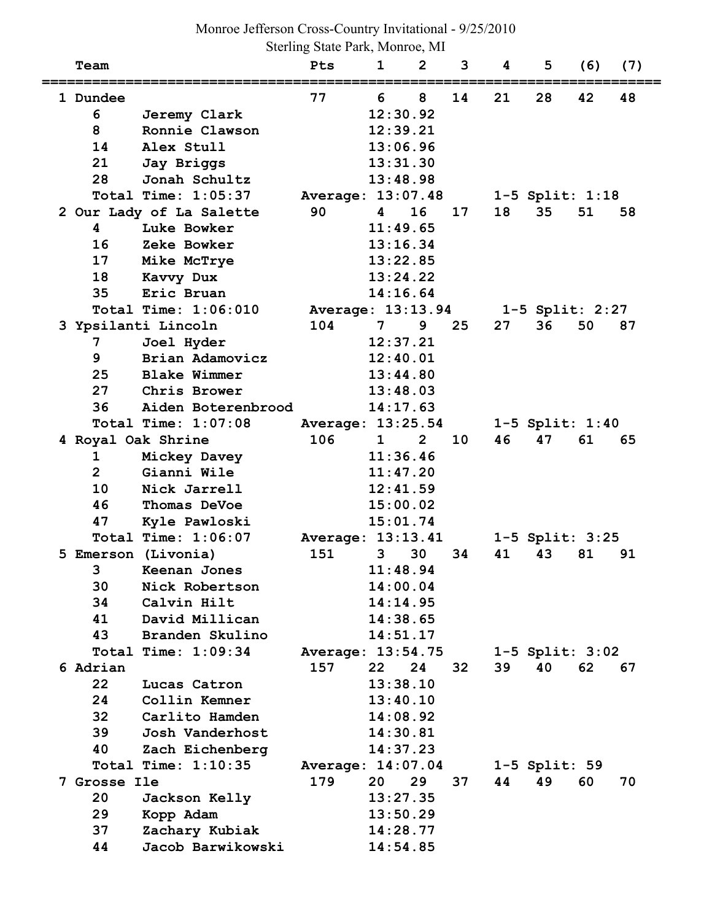Monroe Jefferson Cross-Country Invitational - 9/25/2010

Sterling State Park, Monroe, MI

```
   Team                          Pts     1     2     3     4     5    (6)   (7)
================================================================================
 1 Dundee                         77     6     8    14    21    28    42    48
     6     Jeremy Clark                12:30.92
     8     Ronnie Clawson              12:39.21
     14    Alex Stull                  13:06.96
     21    Jay Briggs                  13:31.30
     28    Jonah Schultz               13:48.98
     Total Time: 1:05:37       Average: 13:07.48       1-5 Split: 1:18
 2 Our Lady of La Salette         90     4    16    17    18    35    51    58
     4     Luke Bowker                 11:49.65
     16    Zeke Bowker                 13:16.34
     17    Mike McTrye                 13:22.85
     18    Kavvy Dux                   13:24.22
     35    Eric Bruan                  14:16.64
     Total Time: 1:06:010       Average: 13:13.94      1-5 Split: 2:27
 3 Ypsilanti Lincoln             104     7     9    25    27    36    50    87
     7     Joel Hyder                  12:37.21
     9     Brian Adamovicz             12:40.01
     25    Blake Wimmer                13:44.80
     27    Chris Brower                13:48.03
     36    Aiden Boterenbrood          14:17.63
     Total Time: 1:07:08       Average: 13:25.54       1-5 Split: 1:40
 4 Royal Oak Shrine              106     1     2    10    46    47    61    65
     1     Mickey Davey                11:36.46
     2     Gianni Wile                 11:47.20
     10    Nick Jarrell                12:41.59
     46    Thomas DeVoe                15:00.02
     47    Kyle Pawloski               15:01.74
     Total Time: 1:06:07       Average: 13:13.41       1-5 Split: 3:25
 5 Emerson (Livonia)             151     3    30    34    41    43    81    91
     3     Keenan Jones                11:48.94
     30    Nick Robertson              14:00.04
     34    Calvin Hilt                 14:14.95
     41    David Millican              14:38.65
     43    Branden Skulino             14:51.17
     Total Time: 1:09:34       Average: 13:54.75       1-5 Split: 3:02
 6 Adrian                        157    22    24    32    39    40    62    67
     22    Lucas Catron                13:38.10
     24    Collin Kemner               13:40.10
     32    Carlito Hamden              14:08.92
     39    Josh Vanderhost             14:30.81
     40    Zach Eichenberg             14:37.23
     Total Time: 1:10:35       Average: 14:07.04       1-5 Split: 59
 7 Grosse Ile                    179    20    29    37    44    49    60    70
     20    Jackson Kelly               13:27.35
     29    Kopp Adam                   13:50.29
     37    Zachary Kubiak              14:28.77
     44    Jacob Barwikowski           14:54.85
```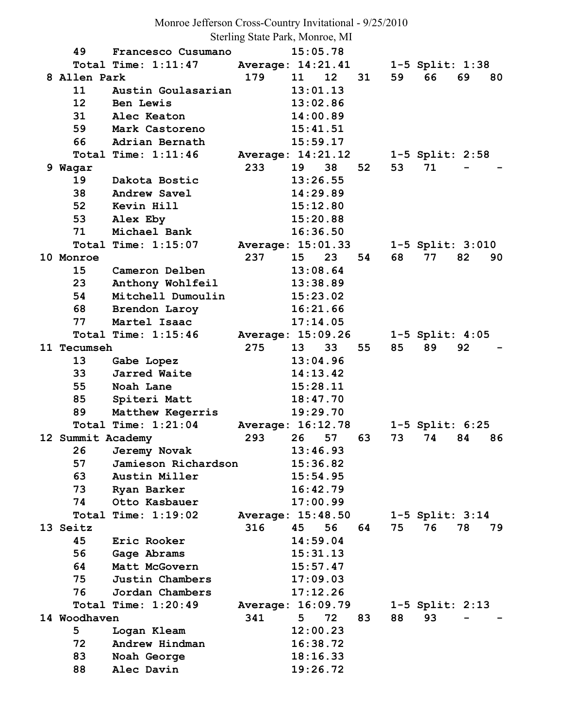Monroe Jefferson Cross-Country Invitational - 9/25/2010
Sterling State Park, Monroe, MI

```
    49    Francesco Cusumano          15:05.78
    Total Time: 1:11:47     Average: 14:21.41     1-5 Split: 1:38
 8 Allen Park                  179    11   12   31   59   66   69   80
    11    Austin Goulasarian          13:01.13
    12    Ben Lewis                   13:02.86
    31    Alec Keaton                 14:00.89
    59    Mark Castoreno              15:41.51
    66    Adrian Bernath              15:59.17
    Total Time: 1:11:46     Average: 14:21.12     1-5 Split: 2:58
 9 Wagar                       233    19   38   52   53   71    -    -
    19    Dakota Bostic               13:26.55
    38    Andrew Savel                14:29.89
    52    Kevin Hill                  15:12.80
    53    Alex Eby                    15:20.88
    71    Michael Bank                16:36.50
    Total Time: 1:15:07     Average: 15:01.33     1-5 Split: 3:010
10 Monroe                      237    15   23   54   68   77   82   90
    15    Cameron Delben              13:08.64
    23    Anthony Wohlfeil            13:38.89
    54    Mitchell Dumoulin           15:23.02
    68    Brendon Laroy               16:21.66
    77    Martel Isaac                17:14.05
    Total Time: 1:15:46     Average: 15:09.26     1-5 Split: 4:05
11 Tecumseh                    275    13   33   55   85   89   92    -
    13    Gabe Lopez                  13:04.96
    33    Jarred Waite                14:13.42
    55    Noah Lane                   15:28.11
    85    Spiteri Matt                18:47.70
    89    Matthew Kegerris            19:29.70
    Total Time: 1:21:04     Average: 16:12.78     1-5 Split: 6:25
12 Summit Academy              293    26   57   63   73   74   84   86
    26    Jeremy Novak                13:46.93
    57    Jamieson Richardson         15:36.82
    63    Austin Miller               15:54.95
    73    Ryan Barker                 16:42.79
    74    Otto Kasbauer               17:00.99
    Total Time: 1:19:02     Average: 15:48.50     1-5 Split: 3:14
13 Seitz                       316    45   56   64   75   76   78   79
    45    Eric Rooker                 14:59.04
    56    Gage Abrams                 15:31.13
    64    Matt McGovern               15:57.47
    75    Justin Chambers             17:09.03
    76    Jordan Chambers             17:12.26
    Total Time: 1:20:49     Average: 16:09.79     1-5 Split: 2:13
14 Woodhaven                   341     5   72   83   88   93    -    -
    5     Logan Kleam                 12:00.23
    72    Andrew Hindman              16:38.72
    83    Noah George                 18:16.33
    88    Alec Davin                  19:26.72
```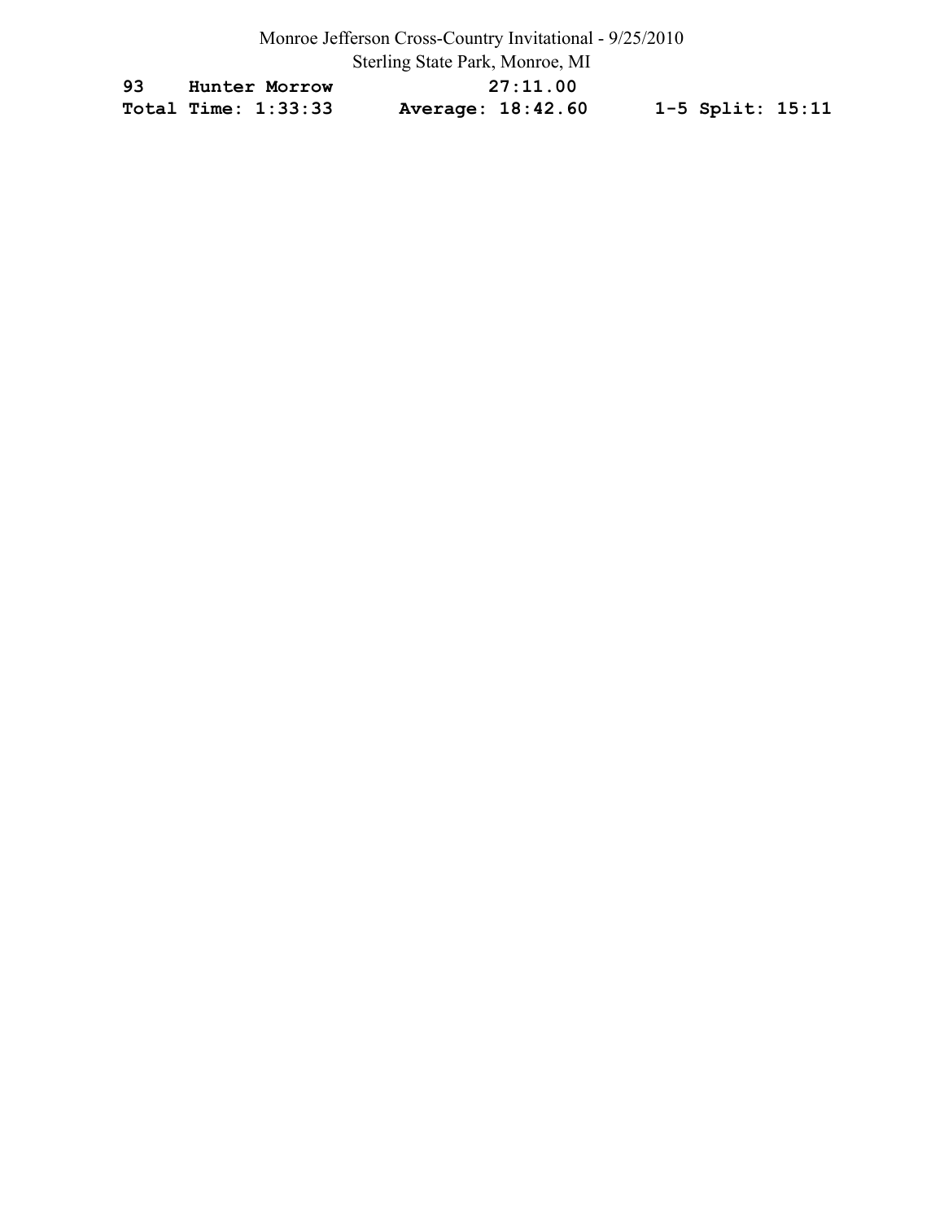| | | |
|---|---|---|
| 93 | Hunter Morrow | 27:11.00 |

**Total Time: 1:33:33** **Average: 18:42.60** **1-5 Split: 15:11**